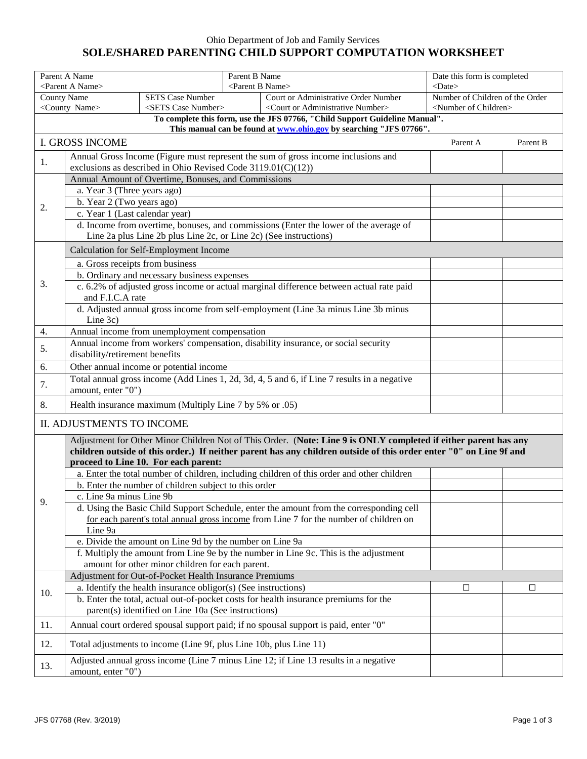Ohio Department of Job and Family Services

# SOLE/SHARED PARENTING CHILD SUPPORT COMPUTATION WORKSHEET

| Parent A Name | Parent B Name | Date this form is completed |
|---|---|---|
| <Parent A Name> | <Parent B Name> | <Date> |

| County Name | SETS Case Number | Court or Administrative Order Number | Number of Children of the Order |
|---|---|---|---|
| <County Name> | <SETS Case Number> | <Court or Administrative Number> | <Number of Children> |

**To complete this form, use the JFS 07766, "Child Support Guideline Manual". This manual can be found at [www.ohio.gov](http://www.ohio.gov) by searching "JFS 07766".**

| | I. GROSS INCOME | Parent A | Parent B |
|---|---|---|---|
| 1. | Annual Gross Income (Figure must represent the sum of gross income inclusions and exclusions as described in Ohio Revised Code 3119.01(C)(12)) | | |
| 2. | Annual Amount of Overtime, Bonuses, and Commissions | | |
| | a. Year 3 (Three years ago) | | |
| | b. Year 2 (Two years ago) | | |
| | c. Year 1 (Last calendar year) | | |
| | d. Income from overtime, bonuses, and commissions (Enter the lower of the average of Line 2a plus Line 2b plus Line 2c, or Line 2c) (See instructions) | | |
| 3. | Calculation for Self-Employment Income | | |
| | a. Gross receipts from business | | |
| | b. Ordinary and necessary business expenses | | |
| | c. 6.2% of adjusted gross income or actual marginal difference between actual rate paid and F.I.C.A rate | | |
| | d. Adjusted annual gross income from self-employment (Line 3a minus Line 3b minus Line 3c) | | |
| 4. | Annual income from unemployment compensation | | |
| 5. | Annual income from workers' compensation, disability insurance, or social security disability/retirement benefits | | |
| 6. | Other annual income or potential income | | |
| 7. | Total annual gross income (Add Lines 1, 2d, 3d, 4, 5 and 6, if Line 7 results in a negative amount, enter "0") | | |
| 8. | Health insurance maximum (Multiply Line 7 by 5% or .05) | | |

| | II. ADJUSTMENTS TO INCOME | Parent A | Parent B |
|---|---|---|---|
| 9. | Adjustment for Other Minor Children Not of This Order. (**Note: Line 9 is ONLY completed if either parent has any children outside of this order.) If neither parent has any children outside of this order enter "0" on Line 9f and proceed to Line 10. For each parent:** | | |
| | a. Enter the total number of children, including children of this order and other children | | |
| | b. Enter the number of children subject to this order | | |
| | c. Line 9a minus Line 9b | | |
| | d. Using the Basic Child Support Schedule, enter the amount from the corresponding cell for each parent's total annual gross income from Line 7 for the number of children on Line 9a | | |
| | e. Divide the amount on Line 9d by the number on Line 9a | | |
| | f. Multiply the amount from Line 9e by the number in Line 9c. This is the adjustment amount for other minor children for each parent. | | |
| 10. | Adjustment for Out-of-Pocket Health Insurance Premiums | | |
| | a. Identify the health insurance obligor(s) (See instructions) | ☐ | ☐ |
| | b. Enter the total, actual out-of-pocket costs for health insurance premiums for the parent(s) identified on Line 10a (See instructions) | | |
| 11. | Annual court ordered spousal support paid; if no spousal support is paid, enter "0" | | |
| 12. | Total adjustments to income (Line 9f, plus Line 10b, plus Line 11) | | |
| 13. | Adjusted annual gross income (Line 7 minus Line 12; if Line 13 results in a negative amount, enter "0") | | |

JFS 07768 (Rev. 3/2019)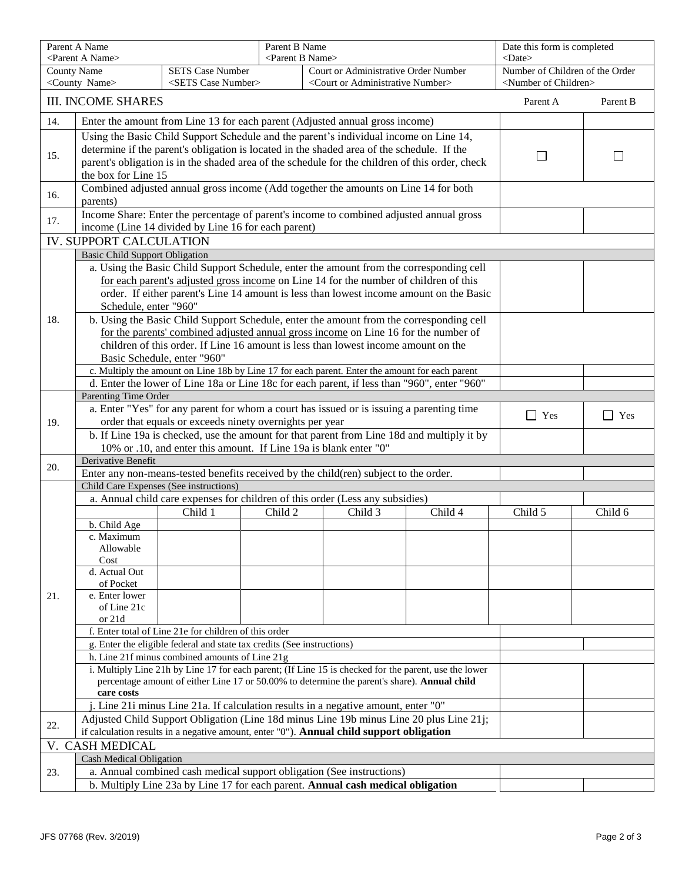| Parent A Name <Parent A Name> | | Parent B Name <Parent B Name> | | Date this form is completed <Date> |
|---|---|---|---|---|
| County Name <County Name> | SETS Case Number <SETS Case Number> | Court or Administrative Order Number <Court or Administrative Number> | | Number of Children of the Order <Number of Children> |

| III. INCOME SHARES | | Parent A | Parent B |
|---|---|---|---|
| 14. | Enter the amount from Line 13 for each parent (Adjusted annual gross income) | | |
| 15. | Using the Basic Child Support Schedule and the parent's individual income on Line 14, determine if the parent's obligation is located in the shaded area of the schedule. If the parent's obligation is in the shaded area of the schedule for the children of this order, check the box for Line 15 | ☐ | ☐ |
| 16. | Combined adjusted annual gross income (Add together the amounts on Line 14 for both parents) | | |
| 17. | Income Share: Enter the percentage of parent's income to combined adjusted annual gross income (Line 14 divided by Line 16 for each parent) | | |

| IV. SUPPORT CALCULATION | | Parent A | Parent B |
|---|---|---|---|
| 18. | **Basic Child Support Obligation** | | |
| | a. Using the Basic Child Support Schedule, enter the amount from the corresponding cell for each parent's adjusted gross income on Line 14 for the number of children of this order. If either parent's Line 14 amount is less than lowest income amount on the Basic Schedule, enter "960" | | |
| | b. Using the Basic Child Support Schedule, enter the amount from the corresponding cell for the parents' combined adjusted annual gross income on Line 16 for the number of children of this order. If Line 16 amount is less than lowest income amount on the Basic Schedule, enter "960" | | |
| | c. Multiply the amount on Line 18b by Line 17 for each parent. Enter the amount for each parent | | |
| | d. Enter the lower of Line 18a or Line 18c for each parent, if less than "960", enter "960" | | |
| 19. | **Parenting Time Order** | | |
| | a. Enter "Yes" for any parent for whom a court has issued or is issuing a parenting time order that equals or exceeds ninety overnights per year | ☐ Yes | ☐ Yes |
| | b. If Line 19a is checked, use the amount for that parent from Line 18d and multiply it by 10% or .10, and enter this amount. If Line 19a is blank enter "0" | | |
| 20. | **Derivative Benefit** | | |
| | Enter any non-means-tested benefits received by the child(ren) subject to the order. | | |

| 21. | Child Care Expenses (See instructions) | | | | | Parent A | Parent B |
|---|---|---|---|---|---|---|---|
| | a. Annual child care expenses for children of this order (Less any subsidies) | | | | | | |
| | | Child 1 | Child 2 | Child 3 | Child 4 | Child 5 | Child 6 |
| | b. Child Age | | | | | | |
| | c. Maximum Allowable Cost | | | | | | |
| | d. Actual Out of Pocket | | | | | | |
| | e. Enter lower of Line 21c or 21d | | | | | | |
| | f. Enter total of Line 21e for children of this order | | | | | | |
| | g. Enter the eligible federal and state tax credits (See instructions) | | | | | | |
| | h. Line 21f minus combined amounts of Line 21g | | | | | | |
| | i. Multiply Line 21h by Line 17 for each parent; (If Line 15 is checked for the parent, use the lower percentage amount of either Line 17 or 50.00% to determine the parent's share). **Annual child care costs** | | | | | | |
| | j. Line 21i minus Line 21a. If calculation results in a negative amount, enter "0" | | | | | | |
| 22. | Adjusted Child Support Obligation (Line 18d minus Line 19b minus Line 20 plus Line 21j; if calculation results in a negative amount, enter "0"). **Annual child support obligation** | | | | | | |

| V. CASH MEDICAL | | Parent A | Parent B |
|---|---|---|---|
| 23. | **Cash Medical Obligation** | | |
| | a. Annual combined cash medical support obligation (See instructions) | | |
| | b. Multiply Line 23a by Line 17 for each parent. **Annual cash medical obligation** | | |

JFS 07768 (Rev. 3/2019)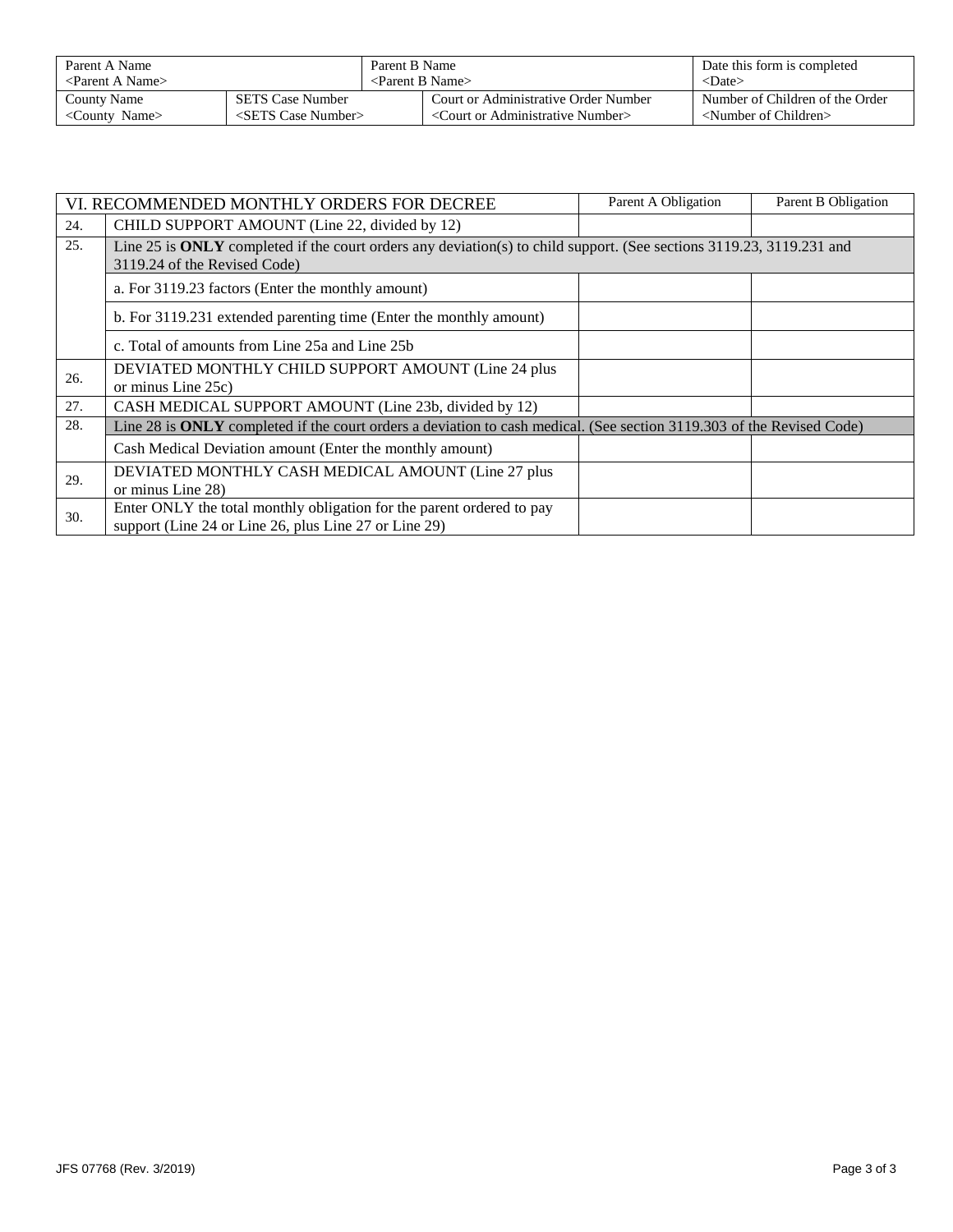| Parent A Name<br>&lt;Parent A Name&gt; | | Parent B Name<br>&lt;Parent B Name&gt; | | Date this form is completed<br>&lt;Date&gt; |
|---|---|---|---|---|
| County Name<br>&lt;County Name&gt; | SETS Case Number<br>&lt;SETS Case Number&gt; | | Court or Administrative Order Number<br>&lt;Court or Administrative Number&gt; | Number of Children of the Order<br>&lt;Number of Children&gt; |

| VI. RECOMMENDED MONTHLY ORDERS FOR DECREE | | Parent A Obligation | Parent B Obligation |
|---|---|---|---|
| 24. | CHILD SUPPORT AMOUNT (Line 22, divided by 12) | | |
| 25. | Line 25 is **ONLY** completed if the court orders any deviation(s) to child support. (See sections 3119.23, 3119.231 and 3119.24 of the Revised Code) | | |
| | a. For 3119.23 factors (Enter the monthly amount) | | |
| | b. For 3119.231 extended parenting time (Enter the monthly amount) | | |
| | c. Total of amounts from Line 25a and Line 25b | | |
| 26. | DEVIATED MONTHLY CHILD SUPPORT AMOUNT (Line 24 plus or minus Line 25c) | | |
| 27. | CASH MEDICAL SUPPORT AMOUNT (Line 23b, divided by 12) | | |
| 28. | Line 28 is **ONLY** completed if the court orders a deviation to cash medical. (See section 3119.303 of the Revised Code) | | |
| | Cash Medical Deviation amount (Enter the monthly amount) | | |
| 29. | DEVIATED MONTHLY CASH MEDICAL AMOUNT (Line 27 plus or minus Line 28) | | |
| 30. | Enter ONLY the total monthly obligation for the parent ordered to pay support (Line 24 or Line 26, plus Line 27 or Line 29) | | |

JFS 07768 (Rev. 3/2019)